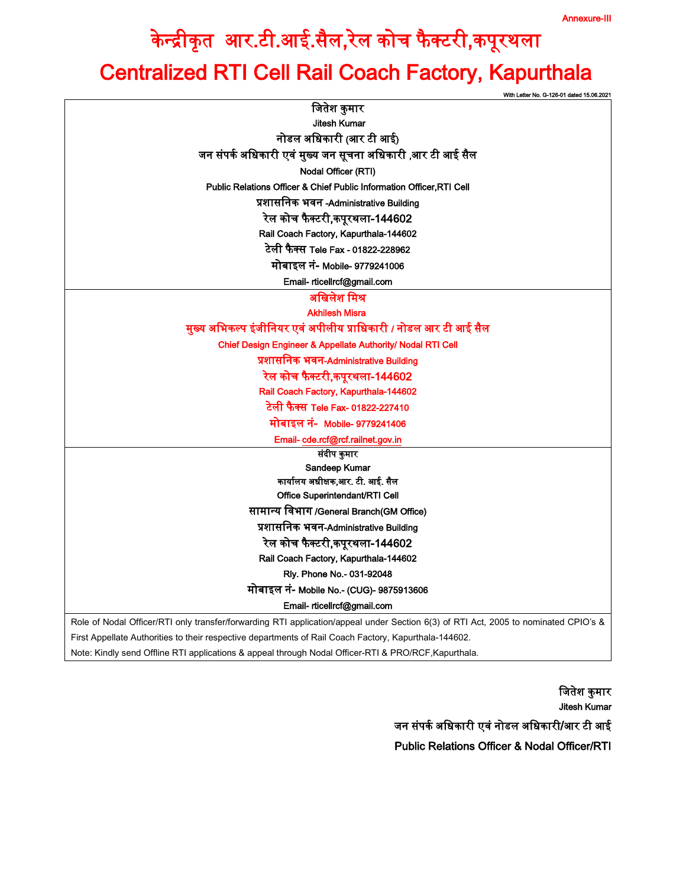Annexure-III

# केन्द्रीकृत आर.टी.आई.सैल,रेल कोच फैक्टरी,कपूरथला

# Centralized RTI Cell Rail Coach Factory, Kapurthala

With Letter No. G-126-01 dated 15.06.2021

| जितेश कुमार<br>Jitesh Kumar<br>नोडल अधिकारी (आर टी आई)<br>जन संपर्क अधिकारी एवं मुख्य जन सूचना अधिकारी ,आर टी आई सैल<br>Nodal Officer (RTI)<br>Public Relations Officer & Chief Public Information Officer,RTI Cell<br>प्रशासनिक भवन -Administrative Building<br>रेल कोच फैक्टरी,कपूरथला-144602<br>Rail Coach Factory, Kapurthala-144602<br>टेली फैक्स Tele Fax - 01822-228962<br>मोबाइल नं- Mobile- 9779241006<br>Email- rticellrcf@gmail.com |
|---|
| अखिलेश मिश्र<br>Akhilesh Misra<br>मुख्य अभिकल्प इंजीनियर एवं अपीलीय प्राधिकारी / नोडल आर टी आई सैल<br>Chief Design Engineer & Appellate Authority/ Nodal RTI Cell<br>प्रशासनिक भवन-Administrative Building<br>रेल कोच फैक्टरी,कपूरथला-144602<br>Rail Coach Factory, Kapurthala-144602<br>टेली फैक्स Tele Fax- 01822-227410<br>मोबाइल नं- Mobile- 9779241406<br>Email- cde.rcf@rcf.railnet.gov.in |
| संदीप कुमार<br>Sandeep Kumar<br>कार्यालय अधीक्षक,आर. टी. आई. सैल<br>Office Superintendant/RTI Cell<br>सामान्य विभाग /General Branch(GM Office)<br>प्रशासनिक भवन-Administrative Building<br>रेल कोच फैक्टरी,कपूरथला-144602<br>Rail Coach Factory, Kapurthala-144602<br>Rly. Phone No.- 031-92048<br>मोबाइल नं- Mobile No.- (CUG)- 9875913606<br>Email- rticellrcf@gmail.com |
| Role of Nodal Officer/RTI only transfer/forwarding RTI application/appeal under Section 6(3) of RTI Act, 2005 to nominated CPIO's & First Appellate Authorities to their respective departments of Rail Coach Factory, Kapurthala-144602.<br>Note: Kindly send Offline RTI applications & appeal through Nodal Officer-RTI & PRO/RCF,Kapurthala. |

जितेश कुमार
Jitesh Kumar
जन संपर्क अधिकारी एवं नोडल अधिकारी/आर टी आई
**Public Relations Officer & Nodal Officer/RTI**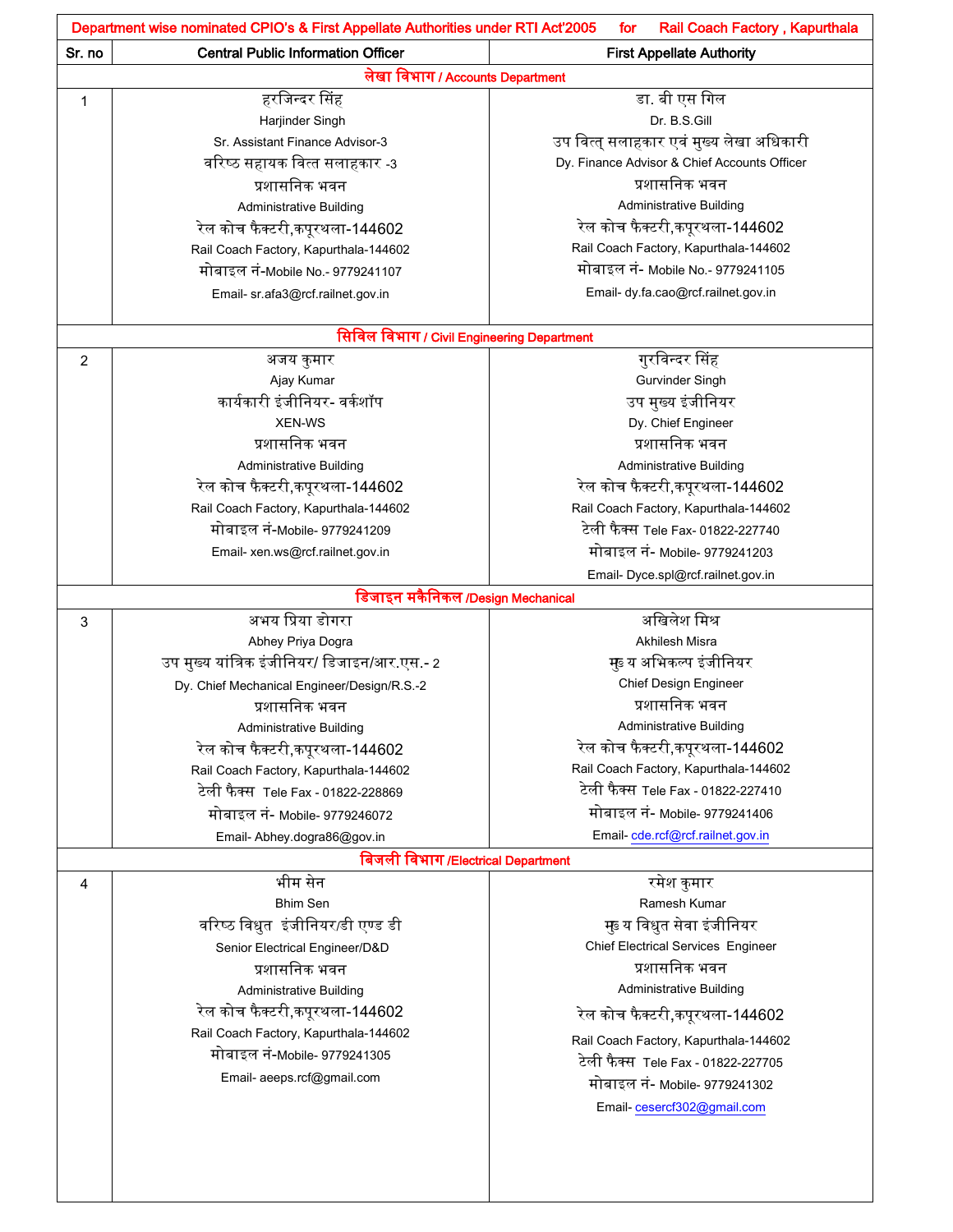| Sr. no | Central Public Information Officer | First Appellate Authority |
|---|---|---|
| **लेखा विभाग / Accounts Department** | | |
| 1 | हरजिन्दर सिंह<br>Harjinder Singh<br>Sr. Assistant Finance Advisor-3<br>वरिष्ठ सहायक वित्त सलाहकार -3<br>प्रशासनिक भवन<br>Administrative Building<br>रेल कोच फैक्टरी,कपूरथला-144602<br>Rail Coach Factory, Kapurthala-144602<br>मोबाइल नं-Mobile No.- 9779241107<br>Email- sr.afa3@rcf.railnet.gov.in | डा. बी एस गिल<br>Dr. B.S.Gill<br>उप वित्त् सलाहकार एवं मुख्य लेखा अधिकारी<br>Dy. Finance Advisor & Chief Accounts Officer<br>प्रशासनिक भवन<br>Administrative Building<br>रेल कोच फैक्टरी,कपूरथला-144602<br>Rail Coach Factory, Kapurthala-144602<br>मोबाइल नं- Mobile No.- 9779241105<br>Email- dy.fa.cao@rcf.railnet.gov.in |
| **सिविल विभाग / Civil Engineering Department** | | |
| 2 | अजय कुमार<br>Ajay Kumar<br>कार्यकारी इंजीनियर- वर्कशॉप<br>XEN-WS<br>प्रशासनिक भवन<br>Administrative Building<br>रेल कोच फैक्टरी,कपूरथला-144602<br>Rail Coach Factory, Kapurthala-144602<br>मोबाइल नं-Mobile- 9779241209<br>Email- xen.ws@rcf.railnet.gov.in | गुरविन्दर सिंह<br>Gurvinder Singh<br>उप मुख्य इंजीनियर<br>Dy. Chief Engineer<br>प्रशासनिक भवन<br>Administrative Building<br>रेल कोच फैक्टरी,कपूरथला-144602<br>Rail Coach Factory, Kapurthala-144602<br>टेली फैक्स Tele Fax- 01822-227740<br>मोबाइल नं- Mobile- 9779241203<br>Email- Dyce.spl@rcf.railnet.gov.in |
| **डिजाइन मकैनिकल /Design Mechanical** | | |
| 3 | अभय प्रिया डोगरा<br>Abhey Priya Dogra<br>उप मुख्य यांत्रिक इंजीनियर/ डिजाइन/आर.एस.- 2<br>Dy. Chief Mechanical Engineer/Design/R.S.-2<br>प्रशासनिक भवन<br>Administrative Building<br>रेल कोच फैक्टरी,कपूरथला-144602<br>Rail Coach Factory, Kapurthala-144602<br>टेली फैक्स Tele Fax - 01822-228869<br>मोबाइल नं- Mobile- 9779246072<br>Email- Abhey.dogra86@gov.in | अखिलेश मिश्र<br>Akhilesh Misra<br>मुख्य अभिकल्प इंजीनियर<br>Chief Design Engineer<br>प्रशासनिक भवन<br>Administrative Building<br>रेल कोच फैक्टरी,कपूरथला-144602<br>Rail Coach Factory, Kapurthala-144602<br>टेली फैक्स Tele Fax - 01822-227410<br>मोबाइल नं- Mobile- 9779241406<br>Email- cde.rcf@rcf.railnet.gov.in |
| **बिजली विभाग /Electrical Department** | | |
| 4 | भीम सेन<br>Bhim Sen<br>वरिष्ठ विधुत इंजीनियर/डी एण्ड डी<br>Senior Electrical Engineer/D&D<br>प्रशासनिक भवन<br>Administrative Building<br>रेल कोच फैक्टरी,कपूरथला-144602<br>Rail Coach Factory, Kapurthala-144602<br>मोबाइल नं-Mobile- 9779241305<br>Email- aeeps.rcf@gmail.com | रमेश कुमार<br>Ramesh Kumar<br>मुख्य विधुत सेवा इंजीनियर<br>Chief Electrical Services Engineer<br>प्रशासनिक भवन<br>Administrative Building<br>रेल कोच फैक्टरी,कपूरथला-144602<br>Rail Coach Factory, Kapurthala-144602<br>टेली फैक्स Tele Fax - 01822-227705<br>मोबाइल नं- Mobile- 9779241302<br>Email- cesercf302@gmail.com |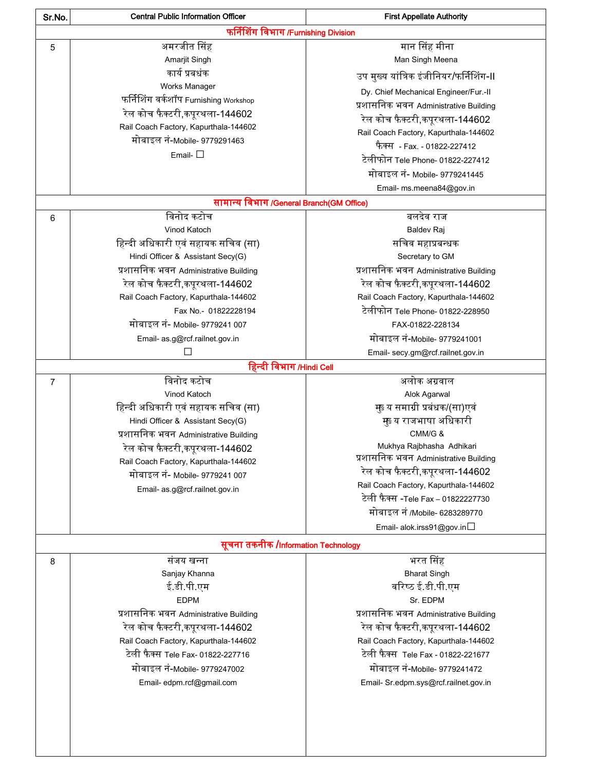| Sr.No. | Central Public Information Officer | First Appellate Authority |
|---|---|---|
| | **फर्निशिंग विभाग /Furnishing Division** | |
| 5 | अमरजीत सिंह<br>Amarjit Singh<br>कार्य प्रबधंक<br>Works Manager<br>फर्निशिंग वर्कशॉप Furnishing Workshop<br>रेल कोच फैक्टरी,कपूरथला-144602<br>Rail Coach Factory, Kapurthala-144602<br>मोबाइल नं-Mobile- 9779291463<br>Email- □ | मान सिंह मीना<br>Man Singh Meena<br>उप मुख्य यांत्रिक इंजीनियर/फर्निशिंग-II<br>Dy. Chief Mechanical Engineer/Fur.-II<br>प्रशासनिक भवन Administrative Building<br>रेल कोच फैक्टरी,कपूरथला-144602<br>Rail Coach Factory, Kapurthala-144602<br>फैक्स - Fax. - 01822-227412<br>टेलीफोन Tele Phone- 01822-227412<br>मोबाइल नं- Mobile- 9779241445<br>Email- ms.meena84@gov.in |
| | **सामान्य विभाग /General Branch(GM Office)** | |
| 6 | विनोद कटोच<br>Vinod Katoch<br>हिन्दी अधिकारी एवं सहायक सचिव (सा)<br>Hindi Officer & Assistant Secy(G)<br>प्रशासनिक भवन Administrative Building<br>रेल कोच फैक्टरी,कपूरथला-144602<br>Rail Coach Factory, Kapurthala-144602<br>Fax No.- 01822228194<br>मोबाइल नं- Mobile- 9779241 007<br>Email- as.g@rcf.railnet.gov.in<br>□ | बलदेव राज<br>Baldev Raj<br>सचिव महाप्रबन्धक<br>Secretary to GM<br>प्रशासनिक भवन Administrative Building<br>रेल कोच फैक्टरी,कपूरथला-144602<br>Rail Coach Factory, Kapurthala-144602<br>टेलीफोन Tele Phone- 01822-228950<br>FAX-01822-228134<br>मोबाइल नं-Mobile- 9779241001<br>Email- secy.gm@rcf.railnet.gov.in |
| | **हिन्दी विभाग /Hindi Cell** | |
| 7 | विनोद कटोच<br>Vinod Katoch<br>हिन्दी अधिकारी एवं सहायक सचिव (सा)<br>Hindi Officer & Assistant Secy(G)<br>प्रशासनिक भवन Administrative Building<br>रेल कोच फैक्टरी,कपूरथला-144602<br>Rail Coach Factory, Kapurthala-144602<br>मोबाइल नं- Mobile- 9779241 007<br>Email- as.g@rcf.railnet.gov.in | अलोक अग्रवाल<br>Alok Agarwal<br>मुख्य समाग्री प्रबंधक/(सा)एवं<br>मुख्य राजभाषा अधिकारी<br>CMM/G &<br>Mukhya Rajbhasha Adhikari<br>प्रशासनिक भवन Administrative Building<br>रेल कोच फैक्टरी,कपूरथला-144602<br>Rail Coach Factory, Kapurthala-144602<br>टेली फैक्स -Tele Fax – 01822227730<br>मोबाइल नं /Mobile- 6283289770<br>Email- alok.irss91@gov.in□ |
| | **सूचना तकनीक /Information Technology** | |
| 8 | संजय खन्ना<br>Sanjay Khanna<br>ई.डी.पी.एम<br>EDPM<br>प्रशासनिक भवन Administrative Building<br>रेल कोच फैक्टरी,कपूरथला-144602<br>Rail Coach Factory, Kapurthala-144602<br>टेली फैक्स Tele Fax- 01822-227716<br>मोबाइल नं-Mobile- 9779247002<br>Email- edpm.rcf@gmail.com | भरत सिंह<br>Bharat Singh<br>वरिष्ठ ई.डी.पी.एम<br>Sr. EDPM<br>प्रशासनिक भवन Administrative Building<br>रेल कोच फैक्टरी,कपूरथला-144602<br>Rail Coach Factory, Kapurthala-144602<br>टेली फैक्स Tele Fax - 01822-221677<br>मोबाइल नं-Mobile- 9779241472<br>Email- Sr.edpm.sys@rcf.railnet.gov.in |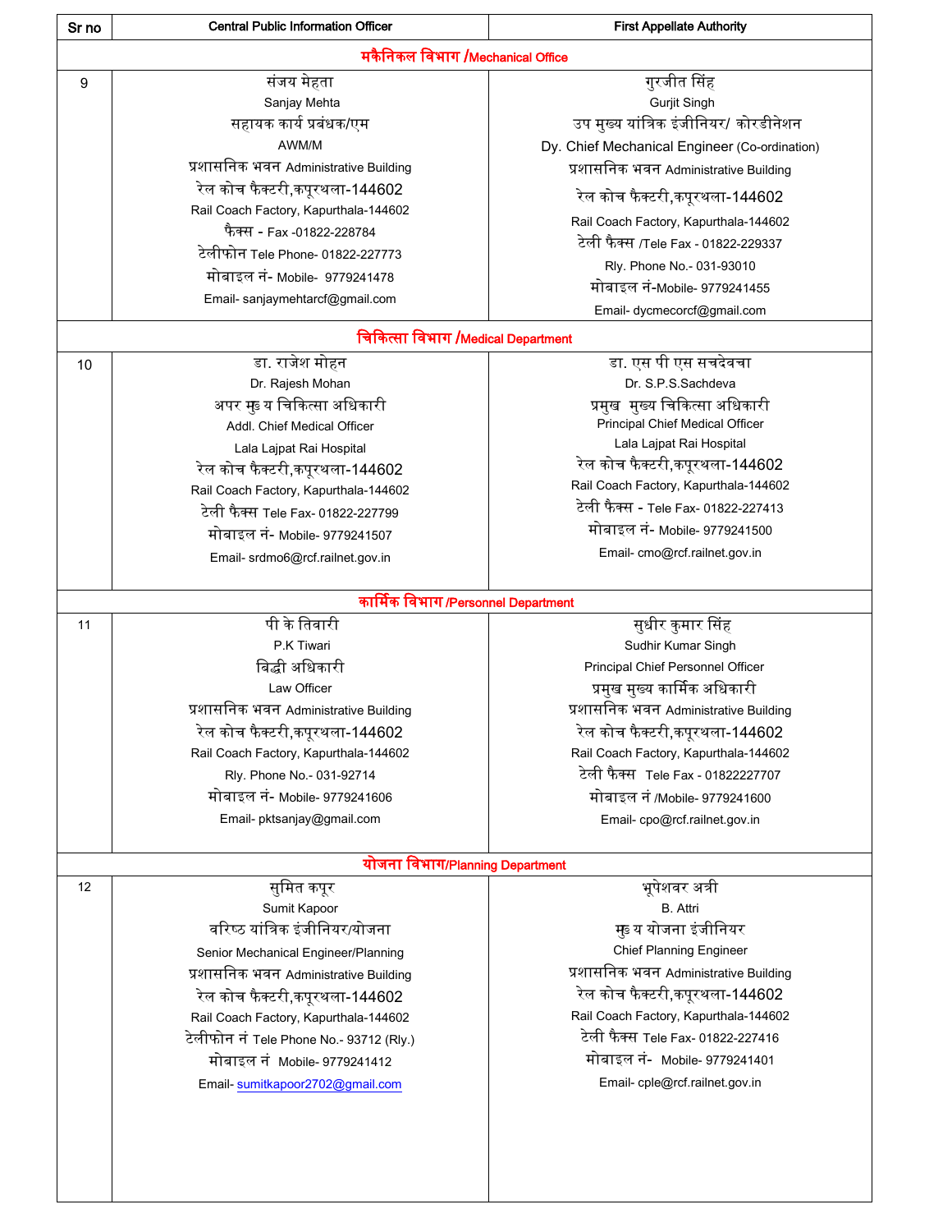| Sr no | Central Public Information Officer | First Appellate Authority |
|---|---|---|
| | **मकैनिकल विभाग /Mechanical Office** | |
| 9 | संजय मेहता<br>Sanjay Mehta<br>सहायक कार्य प्रबंधक/एम<br>AWM/M<br>प्रशासनिक भवन Administrative Building<br>रेल कोच फैक्टरी,कपूरथला-144602<br>Rail Coach Factory, Kapurthala-144602<br>फैक्स - Fax -01822-228784<br>टेलीफोन Tele Phone- 01822-227773<br>मोबाइल नं- Mobile- 9779241478<br>Email- sanjaymehtarcf@gmail.com | गुरजीत सिंह<br>Gurjit Singh<br>उप मुख्य यांत्रिक इंजीनियर/ कोरडीनेशन<br>Dy. Chief Mechanical Engineer (Co-ordination)<br>प्रशासनिक भवन Administrative Building<br>रेल कोच फैक्टरी,कपूरथला-144602<br>Rail Coach Factory, Kapurthala-144602<br>टेली फैक्स /Tele Fax - 01822-229337<br>Rly. Phone No.- 031-93010<br>मोबाइल नं-Mobile- 9779241455<br>Email- dycmecorcf@gmail.com |
| | **चिकित्सा विभाग /Medical Department** | |
| 10 | डा. राजेश मोहन<br>Dr. Rajesh Mohan<br>अपर मुख्य चिकित्सा अधिकारी<br>Addl. Chief Medical Officer<br>Lala Lajpat Rai Hospital<br>रेल कोच फैक्टरी,कपूरथला-144602<br>Rail Coach Factory, Kapurthala-144602<br>टेली फैक्स Tele Fax- 01822-227799<br>मोबाइल नं- Mobile- 9779241507<br>Email- srdmo6@rcf.railnet.gov.in | डा. एस पी एस सचदेवचा<br>Dr. S.P.S.Sachdeva<br>प्रमुख मुख्य चिकित्सा अधिकारी<br>Principal Chief Medical Officer<br>Lala Lajpat Rai Hospital<br>रेल कोच फैक्टरी,कपूरथला-144602<br>Rail Coach Factory, Kapurthala-144602<br>टेली फैक्स - Tele Fax- 01822-227413<br>मोबाइल नं- Mobile- 9779241500<br>Email- cmo@rcf.railnet.gov.in |
| | **कार्मिक विभाग /Personnel Department** | |
| 11 | पी के तिवारी<br>P.K Tiwari<br>विद्धी अधिकारी<br>Law Officer<br>प्रशासनिक भवन Administrative Building<br>रेल कोच फैक्टरी,कपूरथला-144602<br>Rail Coach Factory, Kapurthala-144602<br>Rly. Phone No.- 031-92714<br>मोबाइल नं- Mobile- 9779241606<br>Email- pktsanjay@gmail.com | सुधीर कुमार सिंह<br>Sudhir Kumar Singh<br>Principal Chief Personnel Officer<br>प्रमुख मुख्य कार्मिक अधिकारी<br>प्रशासनिक भवन Administrative Building<br>रेल कोच फैक्टरी,कपूरथला-144602<br>Rail Coach Factory, Kapurthala-144602<br>टेली फैक्स Tele Fax - 01822227707<br>मोबाइल नं /Mobile- 9779241600<br>Email- cpo@rcf.railnet.gov.in |
| | **योजना विभाग/Planning Department** | |
| 12 | सुमित कपूर<br>Sumit Kapoor<br>वरिष्ठ यांत्रिक इंजीनियर/योजना<br>Senior Mechanical Engineer/Planning<br>प्रशासनिक भवन Administrative Building<br>रेल कोच फैक्टरी,कपूरथला-144602<br>Rail Coach Factory, Kapurthala-144602<br>टेलीफोन नं Tele Phone No.- 93712 (Rly.)<br>मोबाइल नं Mobile- 9779241412<br>Email- sumitkapoor2702@gmail.com | भूपेशवर अत्री<br>B. Attri<br>मुख्य योजना इंजीनियर<br>Chief Planning Engineer<br>प्रशासनिक भवन Administrative Building<br>रेल कोच फैक्टरी,कपूरथला-144602<br>Rail Coach Factory, Kapurthala-144602<br>टेली फैक्स Tele Fax- 01822-227416<br>मोबाइल नं- Mobile- 9779241401<br>Email- cple@rcf.railnet.gov.in |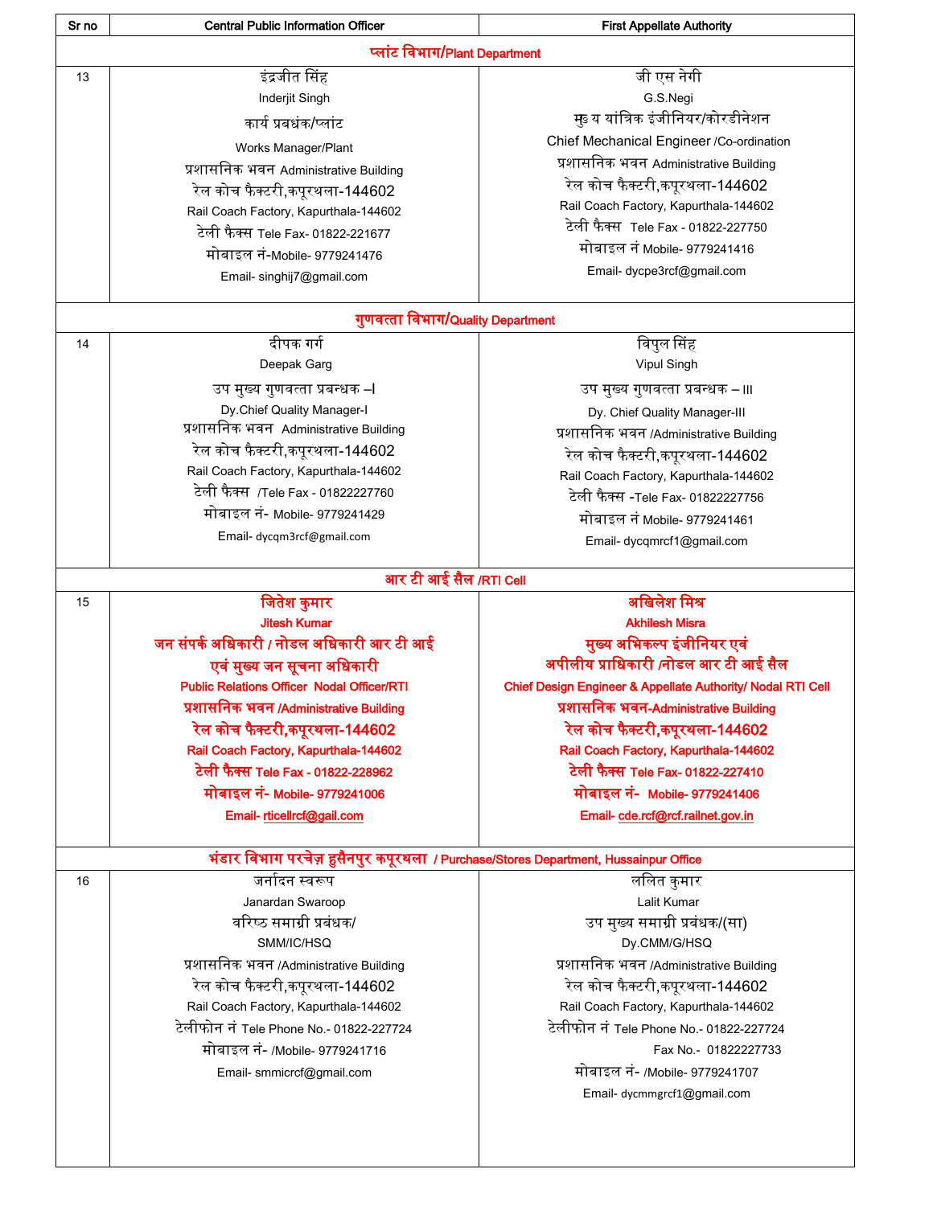| Sr no | Central Public Information Officer | First Appellate Authority |
|---|---|---|
| | **प्लांट विभाग/Plant Department** | |
| 13 | इंद्रजीत सिंह<br>Inderjit Singh<br>कार्य प्रबधंक/प्लांट<br>Works Manager/Plant<br>प्रशासनिक भवन Administrative Building<br>रेल कोच फैक्टरी,कपूरथला-144602<br>Rail Coach Factory, Kapurthala-144602<br>टेली फैक्स Tele Fax- 01822-221677<br>मोबाइल नं-Mobile- 9779241476<br>Email- singhij7@gmail.com | जी एस नेगी<br>G.S.Negi<br>मु‍ुय यांत्रिक इंजीनियर/कोरडीनेशन<br>Chief Mechanical Engineer /Co-ordination<br>प्रशासनिक भवन Administrative Building<br>रेल कोच फैक्टरी,कपूरथला-144602<br>Rail Coach Factory, Kapurthala-144602<br>टेली फैक्स Tele Fax - 01822-227750<br>मोबाइल नं Mobile- 9779241416<br>Email- dycpe3rcf@gmail.com |
| | **गुणवत्ता विभाग/Quality Department** | |
| 14 | दीपक गर्ग<br>Deepak Garg<br>उप मुख्य गुणवत्ता प्रबन्धक –I<br>Dy.Chief Quality Manager-I<br>प्रशासनिक भवन Administrative Building<br>रेल कोच फैक्टरी,कपूरथला-144602<br>Rail Coach Factory, Kapurthala-144602<br>टेली फैक्स /Tele Fax - 01822227760<br>मोबाइल नं- Mobile- 9779241429<br>Email- dycqm3rcf@gmail.com | विपुल सिंह<br>Vipul Singh<br>उप मुख्य गुणवत्ता प्रबन्धक – III<br>Dy. Chief Quality Manager-III<br>प्रशासनिक भवन /Administrative Building<br>रेल कोच फैक्टरी,कपूरथला-144602<br>Rail Coach Factory, Kapurthala-144602<br>टेली फैक्स -Tele Fax- 01822227756<br>मोबाइल नं Mobile- 9779241461<br>Email- dycqmrcf1@gmail.com |
| | **आर टी आई सैल /RTI Cell** | |
| 15 | **जितेश कुमार**<br>**Jitesh Kumar**<br>**जन संपर्क अधिकारी / नोडल अधिकारी आर टी आई एवं मुख्य जन सूचना अधिकारी**<br>**Public Relations Officer Nodal Officer/RTI**<br>**प्रशासनिक भवन /Administrative Building**<br>**रेल कोच फैक्टरी,कपूरथला-144602**<br>**Rail Coach Factory, Kapurthala-144602**<br>**टेली फैक्स Tele Fax - 01822-228962**<br>**मोबाइल नं- Mobile- 9779241006**<br>**Email- rticellrcf@gail.com** | **अखिलेश मिश्र**<br>**Akhilesh Misra**<br>**मुख्य अभिकल्प इंजीनियर एवं अपीलीय प्राधिकारी /नोडल आर टी आई सैल**<br>**Chief Design Engineer & Appellate Authority/ Nodal RTI Cell**<br>**प्रशासनिक भवन-Administrative Building**<br>**रेल कोच फैक्टरी,कपूरथला-144602**<br>**Rail Coach Factory, Kapurthala-144602**<br>**टेली फैक्स Tele Fax- 01822-227410**<br>**मोबाइल नं- Mobile- 9779241406**<br>**Email- cde.rcf@rcf.railnet.gov.in** |
| | **भंडार विभाग परचेज़ हुसैनपुर कपूरथला / Purchase/Stores Department, Hussainpur Office** | |
| 16 | जर्नादन स्वरूप<br>Janardan Swaroop<br>वरिष्ठ समाग्री प्रबंधक/<br>SMM/IC/HSQ<br>प्रशासनिक भवन /Administrative Building<br>रेल कोच फैक्टरी,कपूरथला-144602<br>Rail Coach Factory, Kapurthala-144602<br>टेलीफोन नं Tele Phone No.- 01822-227724<br>मोबाइल नं- /Mobile- 9779241716<br>Email- smmicrcf@gmail.com | ललित कुमार<br>Lalit Kumar<br>उप मुख्य समाग्री प्रबंधक/(सा)<br>Dy.CMM/G/HSQ<br>प्रशासनिक भवन /Administrative Building<br>रेल कोच फैक्टरी,कपूरथला-144602<br>Rail Coach Factory, Kapurthala-144602<br>टेलीफोन नं Tele Phone No.- 01822-227724<br>Fax No.- 01822227733<br>मोबाइल नं- /Mobile- 9779241707<br>Email- dycmmgrcf1@gmail.com |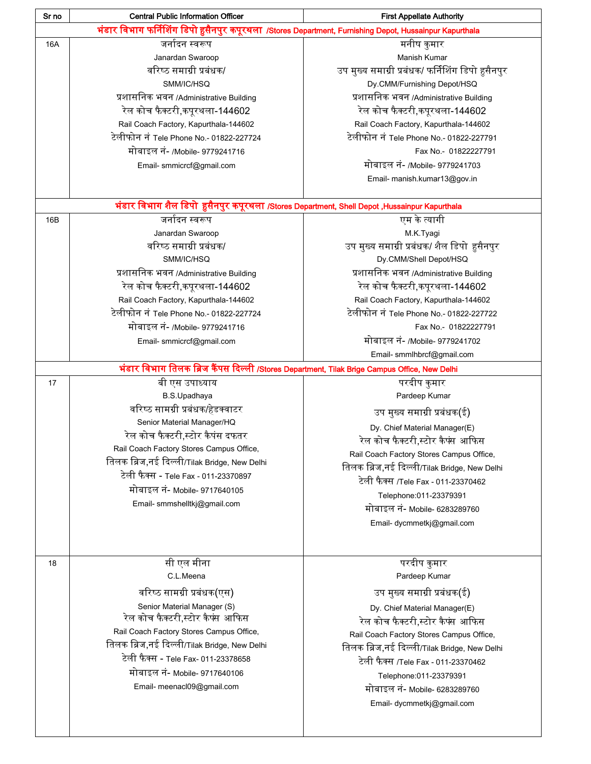| Sr no | Central Public Information Officer | First Appellate Authority |
|---|---|---|
| **भंडार विभाग फर्निशिंग डिपो हुसैनपुर कपूरथला /Stores Department, Furnishing Depot, Hussainpur Kapurthala** | | |
| 16A | जर्नादन स्वरूप<br>Janardan Swaroop<br>वरिष्ठ समाग्री प्रबंधक/<br>SMM/IC/HSQ<br>प्रशासनिक भवन /Administrative Building<br>रेल कोच फैक्टरी,कपूरथला-144602<br>Rail Coach Factory, Kapurthala-144602<br>टेलीफोन नं Tele Phone No.- 01822-227724<br>मोबाइल नं- /Mobile- 9779241716<br>Email- smmicrcf@gmail.com | मनीष कुमार<br>Manish Kumar<br>उप मुख्य समाग्री प्रबंधक/ फर्निशिंग डिपो हुसैनपुर<br>Dy.CMM/Furnishing Depot/HSQ<br>प्रशासनिक भवन /Administrative Building<br>रेल कोच फैक्टरी,कपूरथला-144602<br>Rail Coach Factory, Kapurthala-144602<br>टेलीफोन नं Tele Phone No.- 01822-227791<br>Fax No.- 01822227791<br>मोबाइल नं- /Mobile- 9779241703<br>Email- manish.kumar13@gov.in |
| **भंडार विभाग शैल डिपो हुसैनपुर कपूरथला /Stores Department, Shell Depot ,Hussainpur Kapurthala** | | |
| 16B | जर्नादन स्वरूप<br>Janardan Swaroop<br>वरिष्ठ समाग्री प्रबंधक/<br>SMM/IC/HSQ<br>प्रशासनिक भवन /Administrative Building<br>रेल कोच फैक्टरी,कपूरथला-144602<br>Rail Coach Factory, Kapurthala-144602<br>टेलीफोन नं Tele Phone No.- 01822-227724<br>मोबाइल नं- /Mobile- 9779241716<br>Email- smmicrcf@gmail.com | एम के त्यागी<br>M.K.Tyagi<br>उप मुख्य समाग्री प्रबंधक/ शैल डिपो हुसैनपुर<br>Dy.CMM/Shell Depot/HSQ<br>प्रशासनिक भवन /Administrative Building<br>रेल कोच फैक्टरी,कपूरथला-144602<br>Rail Coach Factory, Kapurthala-144602<br>टेलीफोन नं Tele Phone No.- 01822-227722<br>Fax No.- 01822227791<br>मोबाइल नं- /Mobile- 9779241702<br>Email- smmlhbrcf@gmail.com |
| **भंडार विभाग तिलक ब्रिज कैंपस दिल्ली /Stores Department, Tilak Brige Campus Office, New Delhi** | | |
| 17 | बी एस उपाध्याय<br>B.S.Upadhaya<br>वरिष्ठ सामग्री प्रबंधक/हेडक्वाटर<br>Senior Material Manager/HQ<br>रेल कोच फैक्टरी,स्टोर कैपंस दफतर<br>Rail Coach Factory Stores Campus Office,<br>तिलक ब्रिज,नई दिल्ली/Tilak Bridge, New Delhi<br>टेली फैक्स - Tele Fax - 011-23370897<br>मोबाइल नं- Mobile- 9717640105<br>Email- smmshelltkj@gmail.com | परदीप कुमार<br>Pardeep Kumar<br>उप मुख्य समाग्री प्रबंधक(ई)<br>Dy. Chief Material Manager(E)<br>रेल कोच फैक्टरी,स्टोर कैपंस आफिस<br>Rail Coach Factory Stores Campus Office,<br>तिलक ब्रिज,नई दिल्ली/Tilak Bridge, New Delhi<br>टेली फैक्स /Tele Fax - 011-23370462<br>Telephone:011-23379391<br>मोबाइल नं- Mobile- 6283289760<br>Email- dycmmetkj@gmail.com |
| 18 | सी एल मीना<br>C.L.Meena<br>वरिष्ठ सामग्री प्रबंधक(एस)<br>Senior Material Manager (S)<br>रेल कोच फैक्टरी,स्टोर कैपंस आफिस<br>Rail Coach Factory Stores Campus Office,<br>तिलक ब्रिज,नई दिल्ली/Tilak Bridge, New Delhi<br>टेली फैक्स - Tele Fax- 011-23378658<br>मोबाइल नं- Mobile- 9717640106<br>Email- meenacl09@gmail.com | परदीप कुमार<br>Pardeep Kumar<br>उप मुख्य समाग्री प्रबंधक(ई)<br>Dy. Chief Material Manager(E)<br>रेल कोच फैक्टरी,स्टोर कैपंस आफिस<br>Rail Coach Factory Stores Campus Office,<br>तिलक ब्रिज,नई दिल्ली/Tilak Bridge, New Delhi<br>टेली फैक्स /Tele Fax - 011-23370462<br>Telephone:011-23379391<br>मोबाइल नं- Mobile- 6283289760<br>Email- dycmmetkj@gmail.com |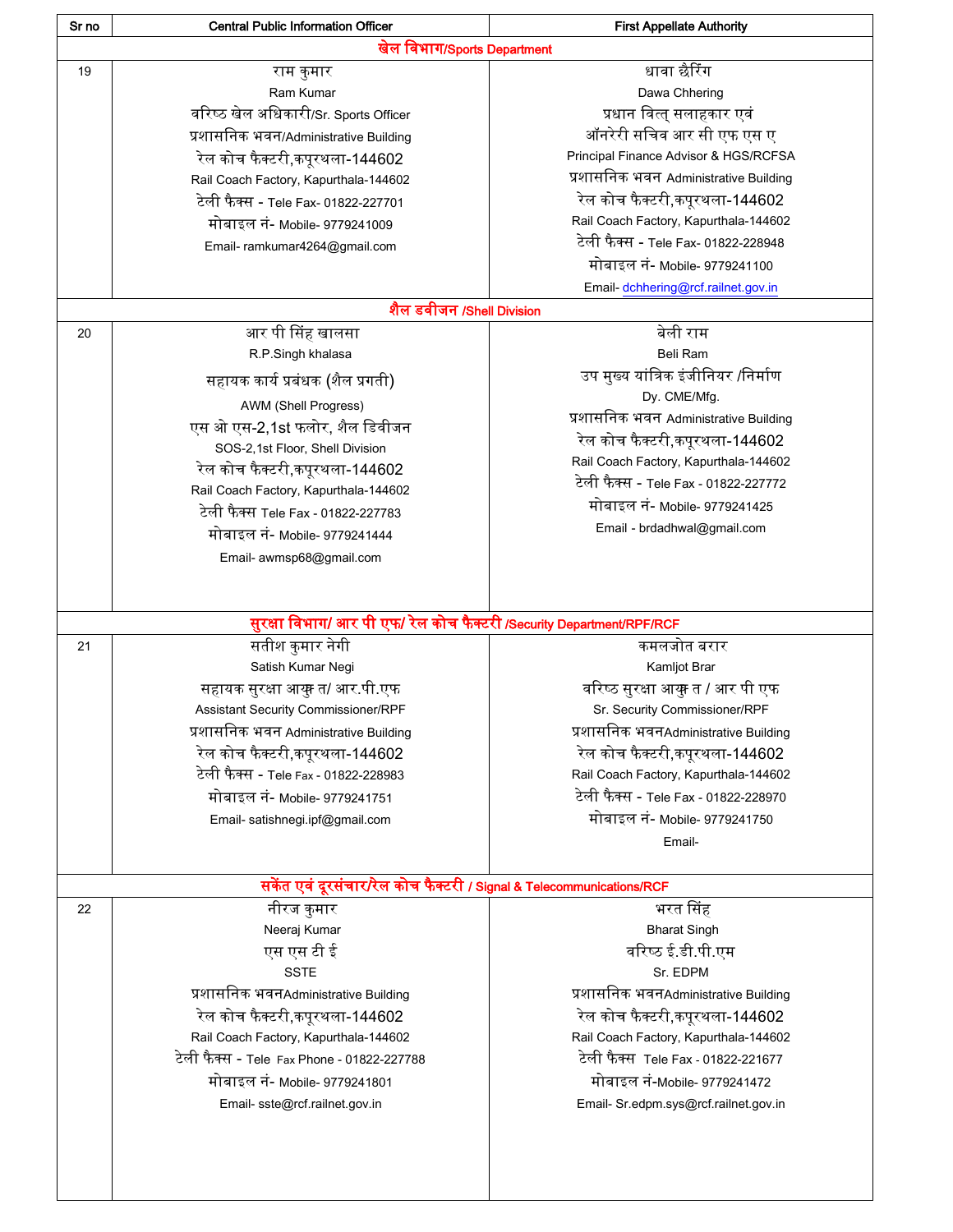| Sr no | Central Public Information Officer | First Appellate Authority |
|---|---|---|
| **खेल विभाग/Sports Department** | | |
| 19 | राम कुमार<br>Ram Kumar<br>वरिष्ठ खेल अधिकारी/Sr. Sports Officer<br>प्रशासनिक भवन/Administrative Building<br>रेल कोच फैक्टरी,कपूरथला-144602<br>Rail Coach Factory, Kapurthala-144602<br>टेली फैक्स - Tele Fax- 01822-227701<br>मोबाइल नं- Mobile- 9779241009<br>Email- ramkumar4264@gmail.com | धावा छैरिंग<br>Dawa Chhering<br>प्रधान वित्त् सलाहकार एवं<br>ऑनरेरी सचिव आर सी एफ एस ए<br>Principal Finance Advisor & HGS/RCFSA<br>प्रशासनिक भवन Administrative Building<br>रेल कोच फैक्टरी,कपूरथला-144602<br>Rail Coach Factory, Kapurthala-144602<br>टेली फैक्स - Tele Fax- 01822-228948<br>मोबाइल नं- Mobile- 9779241100<br>Email- dchhering@rcf.railnet.gov.in |
| **शैल डवीजन /Shell Division** | | |
| 20 | आर पी सिंह खालसा<br>R.P.Singh khalasa<br>सहायक कार्य प्रबंधक (शैल प्रगती)<br>AWM (Shell Progress)<br>एस ओ एस-2,1st फलोर, शैल डिवीजन<br>SOS-2,1st Floor, Shell Division<br>रेल कोच फैक्टरी,कपूरथला-144602<br>Rail Coach Factory, Kapurthala-144602<br>टेली फैक्स Tele Fax - 01822-227783<br>मोबाइल नं- Mobile- 9779241444<br>Email- awmsp68@gmail.com | बेली राम<br>Beli Ram<br>उप मुख्य यांत्रिक इंजीनियर /निर्माण<br>Dy. CME/Mfg.<br>प्रशासनिक भवन Administrative Building<br>रेल कोच फैक्टरी,कपूरथला-144602<br>Rail Coach Factory, Kapurthala-144602<br>टेली फैक्स - Tele Fax - 01822-227772<br>मोबाइल नं- Mobile- 9779241425<br>Email - brdadhwal@gmail.com |
| **सुरक्षा विभाग/ आर पी एफ/ रेल कोच फैक्टरी /Security Department/RPF/RCF** | | |
| 21 | सतीश कुमार नेगी<br>Satish Kumar Negi<br>सहायक सुरक्षा आयुक्त/ आर.पी.एफ<br>Assistant Security Commissioner/RPF<br>प्रशासनिक भवन Administrative Building<br>रेल कोच फैक्टरी,कपूरथला-144602<br>टेली फैक्स - Tele Fax - 01822-228983<br>मोबाइल नं- Mobile- 9779241751<br>Email- satishnegi.ipf@gmail.com | कमलजोत बरार<br>Kamljot Brar<br>वरिष्ठ सुरक्षा आयुक्त / आर पी एफ<br>Sr. Security Commissioner/RPF<br>प्रशासनिक भवनAdministrative Building<br>रेल कोच फैक्टरी,कपूरथला-144602<br>Rail Coach Factory, Kapurthala-144602<br>टेली फैक्स - Tele Fax - 01822-228970<br>मोबाइल नं- Mobile- 9779241750<br>Email- |
| **सकेंत एवं दूरसंचार/रेल कोच फैक्टरी / Signal & Telecommunications/RCF** | | |
| 22 | नीरज कुमार<br>Neeraj Kumar<br>एस एस टी ई<br>SSTE<br>प्रशासनिक भवनAdministrative Building<br>रेल कोच फैक्टरी,कपूरथला-144602<br>Rail Coach Factory, Kapurthala-144602<br>टेली फैक्स - Tele Fax Phone - 01822-227788<br>मोबाइल नं- Mobile- 9779241801<br>Email- sste@rcf.railnet.gov.in | भरत सिंह<br>Bharat Singh<br>वरिष्ठ ई.डी.पी.एम<br>Sr. EDPM<br>प्रशासनिक भवनAdministrative Building<br>रेल कोच फैक्टरी,कपूरथला-144602<br>Rail Coach Factory, Kapurthala-144602<br>टेली फैक्स Tele Fax - 01822-221677<br>मोबाइल नं-Mobile- 9779241472<br>Email- Sr.edpm.sys@rcf.railnet.gov.in |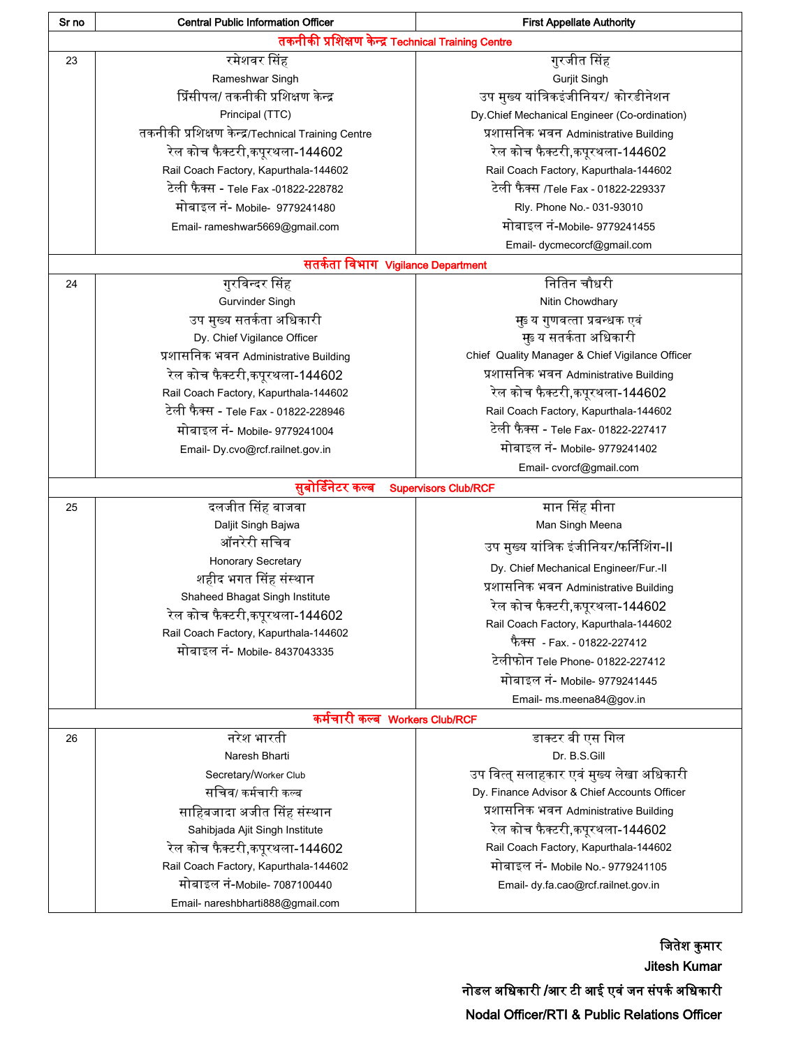| Sr no | Central Public Information Officer | First Appellate Authority |
|---|---|---|
| | **तकनीकी प्रशिक्षण केन्द्र Technical Training Centre** | |
| 23 | रमेशवर सिंह<br>Rameshwar Singh<br>प्रिंसीपल/ तकनीकी प्रशिक्षण केन्द्र<br>Principal (TTC)<br>तकनीकी प्रशिक्षण केन्द्र/Technical Training Centre<br>रेल कोच फैक्टरी,कपूरथला-144602<br>Rail Coach Factory, Kapurthala-144602<br>टेली फैक्स - Tele Fax -01822-228782<br>मोबाइल नं- Mobile- 9779241480<br>Email- rameshwar5669@gmail.com | गुरजीत सिंह<br>Gurjit Singh<br>उप मुख्य यांत्रिकइंजीनियर/ कोरडीनेशन<br>Dy.Chief Mechanical Engineer (Co-ordination)<br>प्रशासनिक भवन Administrative Building<br>रेल कोच फैक्टरी,कपूरथला-144602<br>Rail Coach Factory, Kapurthala-144602<br>टेली फैक्स /Tele Fax - 01822-229337<br>Rly. Phone No.- 031-93010<br>मोबाइल नं-Mobile- 9779241455<br>Email- dycmecorcf@gmail.com |
| | **सतर्कता विभाग Vigilance Department** | |
| 24 | गुरविन्दर सिंह<br>Gurvinder Singh<br>उप मुख्य सतर्कता अधिकारी<br>Dy. Chief Vigilance Officer<br>प्रशासनिक भवन Administrative Building<br>रेल कोच फैक्टरी,कपूरथला-144602<br>Rail Coach Factory, Kapurthala-144602<br>टेली फैक्स - Tele Fax - 01822-228946<br>मोबाइल नं- Mobile- 9779241004<br>Email- Dy.cvo@rcf.railnet.gov.in | नितिन चौधरी<br>Nitin Chowdhary<br>मुख्य गुणवत्ता प्रबन्धक एवं<br>मुख्य सतर्कता अधिकारी<br>Chief Quality Manager & Chief Vigilance Officer<br>प्रशासनिक भवन Administrative Building<br>रेल कोच फैक्टरी,कपूरथला-144602<br>Rail Coach Factory, Kapurthala-144602<br>टेली फैक्स - Tele Fax- 01822-227417<br>मोबाइल नं- Mobile- 9779241402<br>Email- cvorcf@gmail.com |
| | **सुबोर्डिनेटर कल्ब Supervisors Club/RCF** | |
| 25 | दलजीत सिंह बाजवा<br>Daljit Singh Bajwa<br>ऑनरेरी सचिव<br>Honorary Secretary<br>शहीद भगत सिंह संस्थान<br>Shaheed Bhagat Singh Institute<br>रेल कोच फैक्टरी,कपूरथला-144602<br>Rail Coach Factory, Kapurthala-144602<br>मोबाइल नं- Mobile- 8437043335 | मान सिंह मीना<br>Man Singh Meena<br>उप मुख्य यांत्रिक इंजीनियर/फर्निशिंग-II<br>Dy. Chief Mechanical Engineer/Fur.-II<br>प्रशासनिक भवन Administrative Building<br>रेल कोच फैक्टरी,कपूरथला-144602<br>Rail Coach Factory, Kapurthala-144602<br>फैक्स - Fax. - 01822-227412<br>टेलीफोन Tele Phone- 01822-227412<br>मोबाइल नं- Mobile- 9779241445<br>Email- ms.meena84@gov.in |
| | **कर्मचारी कल्ब Workers Club/RCF** | |
| 26 | नरेश भारती<br>Naresh Bharti<br>Secretary/Worker Club<br>सचिव/ कर्मचारी कल्ब<br>साहिबजादा अजीत सिंह संस्थान<br>Sahibjada Ajit Singh Institute<br>रेल कोच फैक्टरी,कपूरथला-144602<br>Rail Coach Factory, Kapurthala-144602<br>मोबाइल नं-Mobile- 7087100440<br>Email- nareshbharti888@gmail.com | डाक्टर बी एस गिल<br>Dr. B.S.Gill<br>उप वित्त् सलाहकार एवं मुख्य लेखा अधिकारी<br>Dy. Finance Advisor & Chief Accounts Officer<br>प्रशासनिक भवन Administrative Building<br>रेल कोच फैक्टरी,कपूरथला-144602<br>Rail Coach Factory, Kapurthala-144602<br>मोबाइल नं- Mobile No.- 9779241105<br>Email- dy.fa.cao@rcf.railnet.gov.in |

**जितेश कुमार**
**Jitesh Kumar**
**नोडल अधिकारी /आर टी आई एवं जन संपर्क अधिकारी**
**Nodal Officer/RTI & Public Relations Officer**